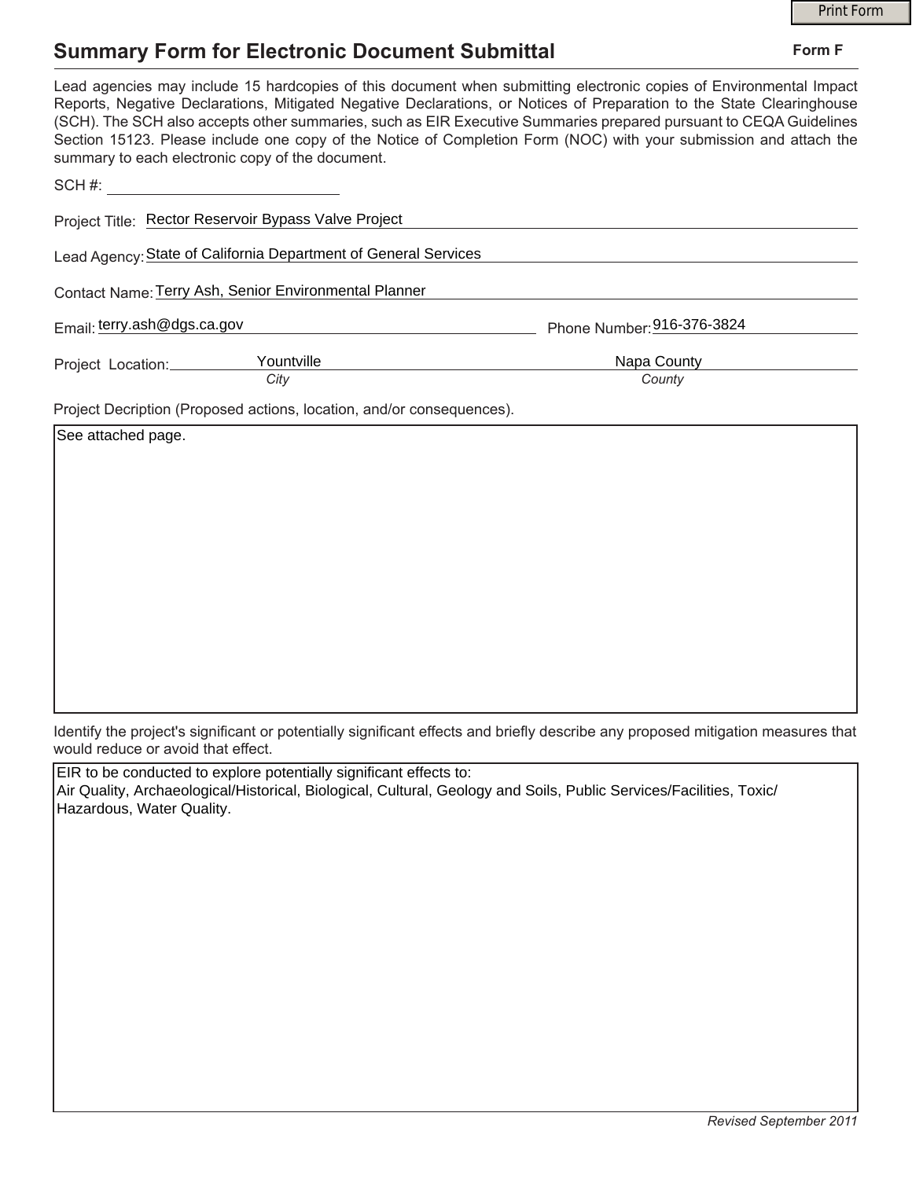# Summary Form for Electronic Document Submittal

**Form F**

Lead agencies may include 15 hardcopies of this document when submitting electronic copies of Environmental Impact Reports, Negative Declarations, Mitigated Negative Declarations, or Notices of Preparation to the State Clearinghouse (SCH). The SCH also accepts other summaries, such as EIR Executive Summaries prepared pursuant to CEQA Guidelines Section 15123. Please include one copy of the Notice of Completion Form (NOC) with your submission and attach the summary to each electronic copy of the document.

SCH #: ____________________

Project Title: Rector Reservoir Bypass Valve Project

Lead Agency: State of California Department of General Services

Contact Name: Terry Ash, Senior Environmental Planner

Email: terry.ash@dgs.ca.gov

Phone Number: 916-376-3824

Project Location: Yountville (*City*), Napa County (*County*)

Project Decription (Proposed actions, location, and/or consequences).

See attached page.

Identify the project's significant or potentially significant effects and briefly describe any proposed mitigation measures that would reduce or avoid that effect.

EIR to be conducted to explore potentially significant effects to:
Air Quality, Archaeological/Historical, Biological, Cultural, Geology and Soils, Public Services/Facilities, Toxic/Hazardous, Water Quality.

*Revised September 2011*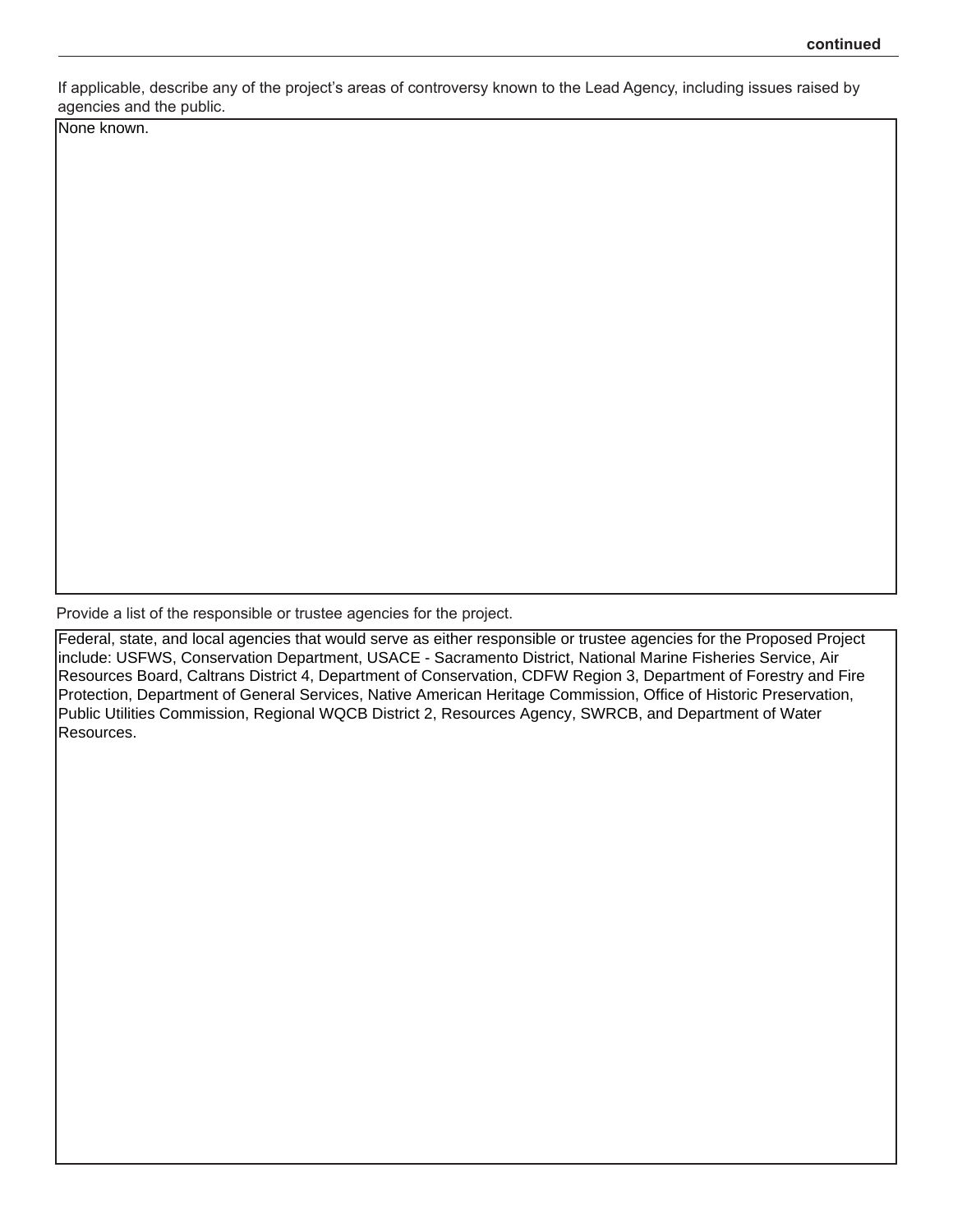If applicable, describe any of the project's areas of controversy known to the Lead Agency, including issues raised by agencies and the public.

None known.

Provide a list of the responsible or trustee agencies for the project.

Federal, state, and local agencies that would serve as either responsible or trustee agencies for the Proposed Project include: USFWS, Conservation Department, USACE - Sacramento District, National Marine Fisheries Service, Air Resources Board, Caltrans District 4, Department of Conservation, CDFW Region 3, Department of Forestry and Fire Protection, Department of General Services, Native American Heritage Commission, Office of Historic Preservation, Public Utilities Commission, Regional WQCB District 2, Resources Agency, SWRCB, and Department of Water Resources.